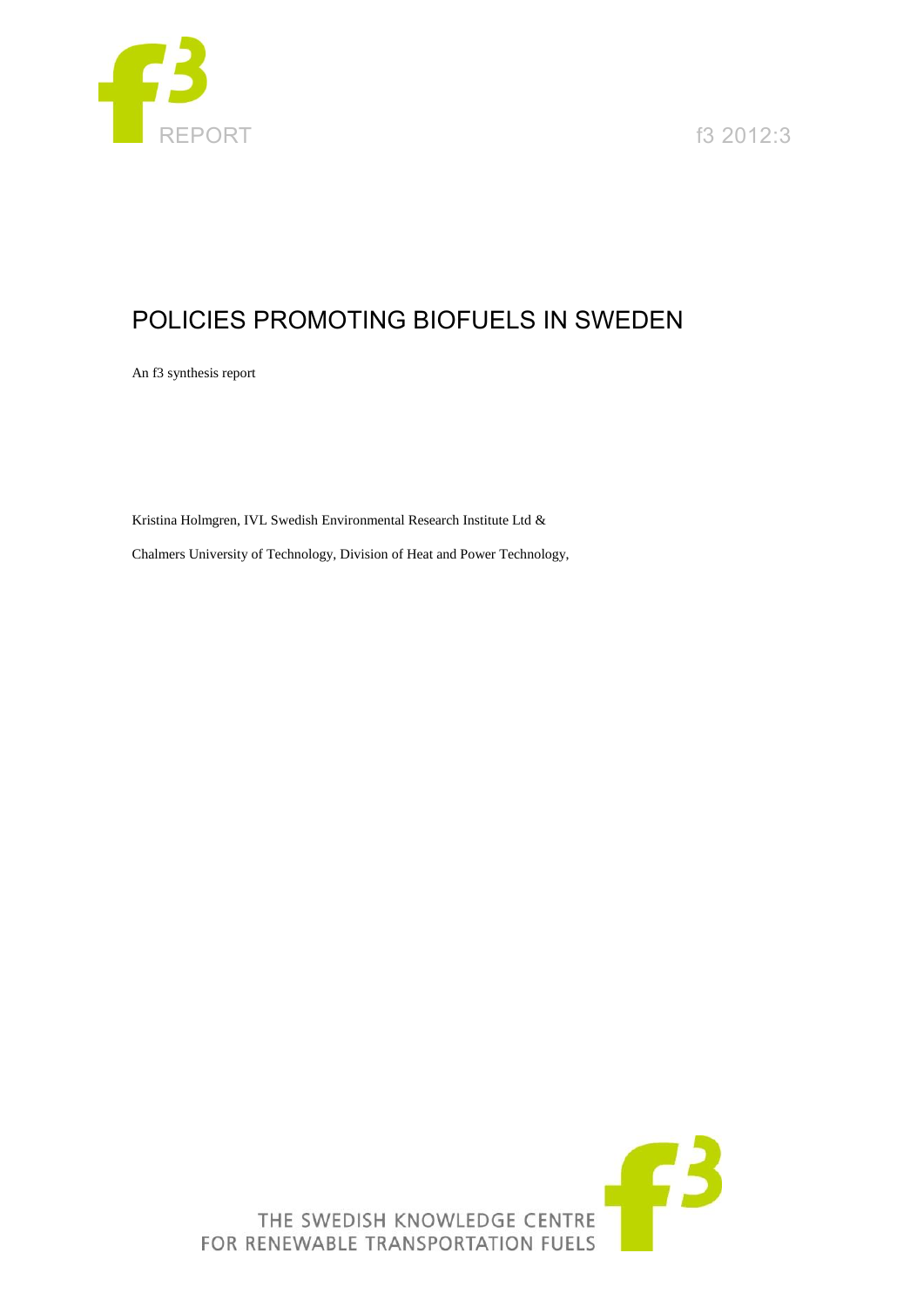REPORT

f3 2012:3

# POLICIES PROMOTING BIOFUELS IN SWEDEN

An f3 synthesis report

Kristina Holmgren, IVL Swedish Environmental Research Institute Ltd &

Chalmers University of Technology, Division of Heat and Power Technology,

THE SWEDISH KNOWLEDGE CENTRE FOR RENEWABLE TRANSPORTATION FUELS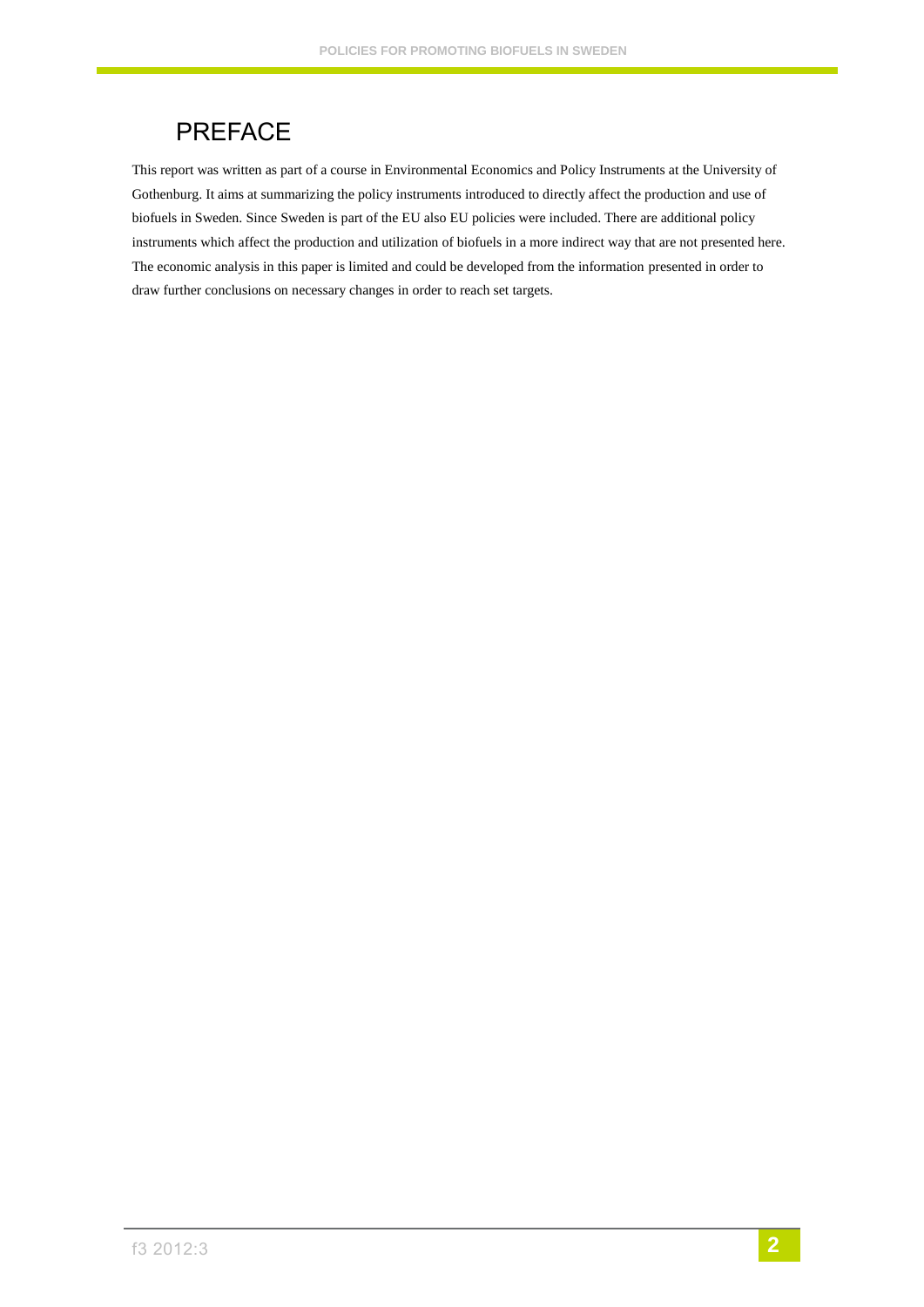# PREFACE

This report was written as part of a course in Environmental Economics and Policy Instruments at the University of Gothenburg. It aims at summarizing the policy instruments introduced to directly affect the production and use of biofuels in Sweden. Since Sweden is part of the EU also EU policies were included. There are additional policy instruments which affect the production and utilization of biofuels in a more indirect way that are not presented here. The economic analysis in this paper is limited and could be developed from the information presented in order to draw further conclusions on necessary changes in order to reach set targets.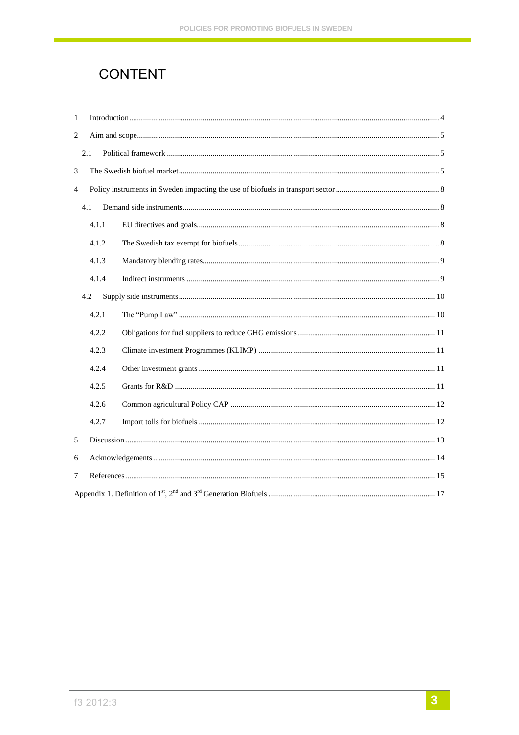# CONTENT

1 Introduction ........ 4

2 Aim and scope ........ 5

  2.1 Political framework ........ 5

3 The Swedish biofuel market ........ 5

4 Policy instruments in Sweden impacting the use of biofuels in transport sector ........ 8

  4.1 Demand side instruments ........ 8

    4.1.1 EU directives and goals ........ 8

    4.1.2 The Swedish tax exempt for biofuels ........ 8

    4.1.3 Mandatory blending rates ........ 9

    4.1.4 Indirect instruments ........ 9

  4.2 Supply side instruments ........ 10

    4.2.1 The “Pump Law” ........ 10

    4.2.2 Obligations for fuel suppliers to reduce GHG emissions ........ 11

    4.2.3 Climate investment Programmes (KLIMP) ........ 11

    4.2.4 Other investment grants ........ 11

    4.2.5 Grants for R&D ........ 11

    4.2.6 Common agricultural Policy CAP ........ 12

    4.2.7 Import tolls for biofuels ........ 12

5 Discussion ........ 13

6 Acknowledgements ........ 14

7 References ........ 15

Appendix 1. Definition of 1st, 2nd and 3rd Generation Biofuels ........ 17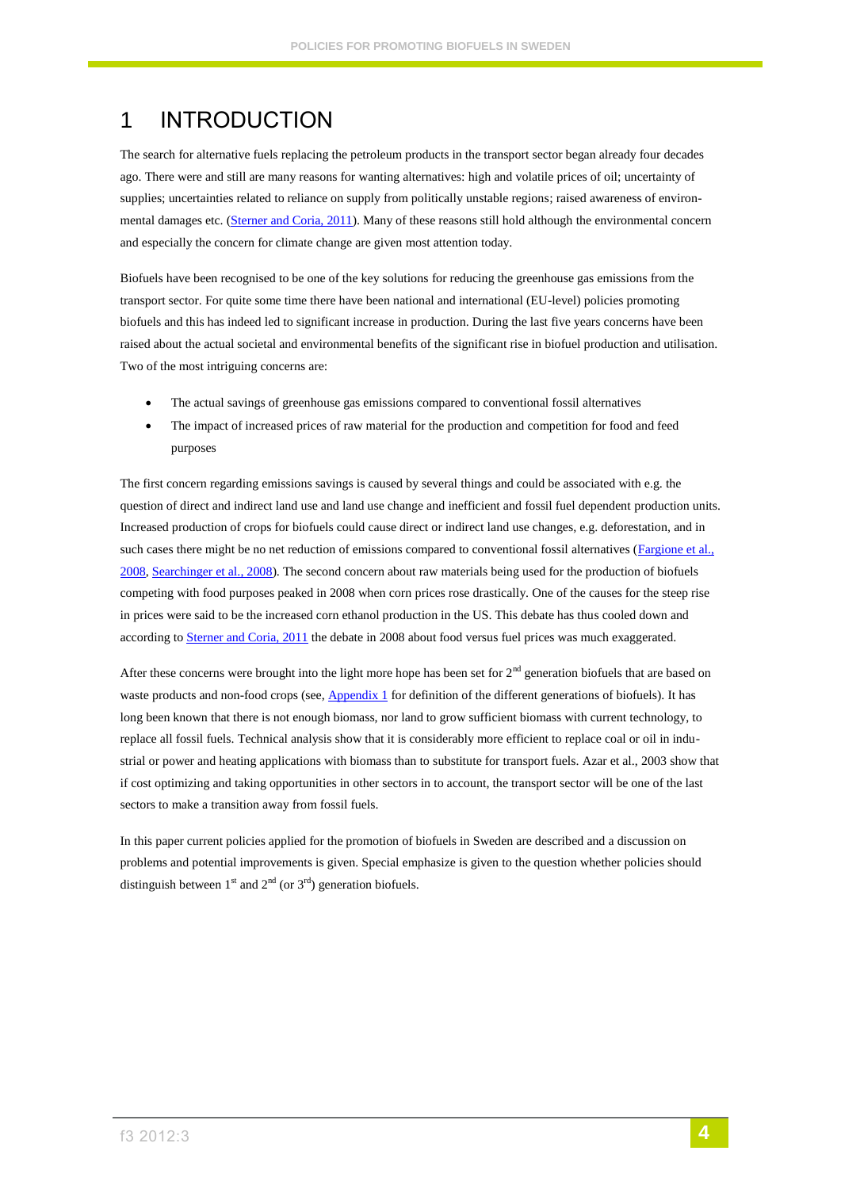# 1 INTRODUCTION

The search for alternative fuels replacing the petroleum products in the transport sector began already four decades ago. There were and still are many reasons for wanting alternatives: high and volatile prices of oil; uncertainty of supplies; uncertainties related to reliance on supply from politically unstable regions; raised awareness of environmental damages etc. (Sterner and Coria, 2011). Many of these reasons still hold although the environmental concern and especially the concern for climate change are given most attention today.

Biofuels have been recognised to be one of the key solutions for reducing the greenhouse gas emissions from the transport sector. For quite some time there have been national and international (EU-level) policies promoting biofuels and this has indeed led to significant increase in production. During the last five years concerns have been raised about the actual societal and environmental benefits of the significant rise in biofuel production and utilisation. Two of the most intriguing concerns are:

- The actual savings of greenhouse gas emissions compared to conventional fossil alternatives
- The impact of increased prices of raw material for the production and competition for food and feed purposes

The first concern regarding emissions savings is caused by several things and could be associated with e.g. the question of direct and indirect land use and land use change and inefficient and fossil fuel dependent production units. Increased production of crops for biofuels could cause direct or indirect land use changes, e.g. deforestation, and in such cases there might be no net reduction of emissions compared to conventional fossil alternatives (Fargione et al., 2008, Searchinger et al., 2008). The second concern about raw materials being used for the production of biofuels competing with food purposes peaked in 2008 when corn prices rose drastically. One of the causes for the steep rise in prices were said to be the increased corn ethanol production in the US. This debate has thus cooled down and according to Sterner and Coria, 2011 the debate in 2008 about food versus fuel prices was much exaggerated.

After these concerns were brought into the light more hope has been set for 2nd generation biofuels that are based on waste products and non-food crops (see, Appendix 1 for definition of the different generations of biofuels). It has long been known that there is not enough biomass, nor land to grow sufficient biomass with current technology, to replace all fossil fuels. Technical analysis show that it is considerably more efficient to replace coal or oil in industrial or power and heating applications with biomass than to substitute for transport fuels. Azar et al., 2003 show that if cost optimizing and taking opportunities in other sectors in to account, the transport sector will be one of the last sectors to make a transition away from fossil fuels.

In this paper current policies applied for the promotion of biofuels in Sweden are described and a discussion on problems and potential improvements is given. Special emphasize is given to the question whether policies should distinguish between 1st and 2nd (or 3rd) generation biofuels.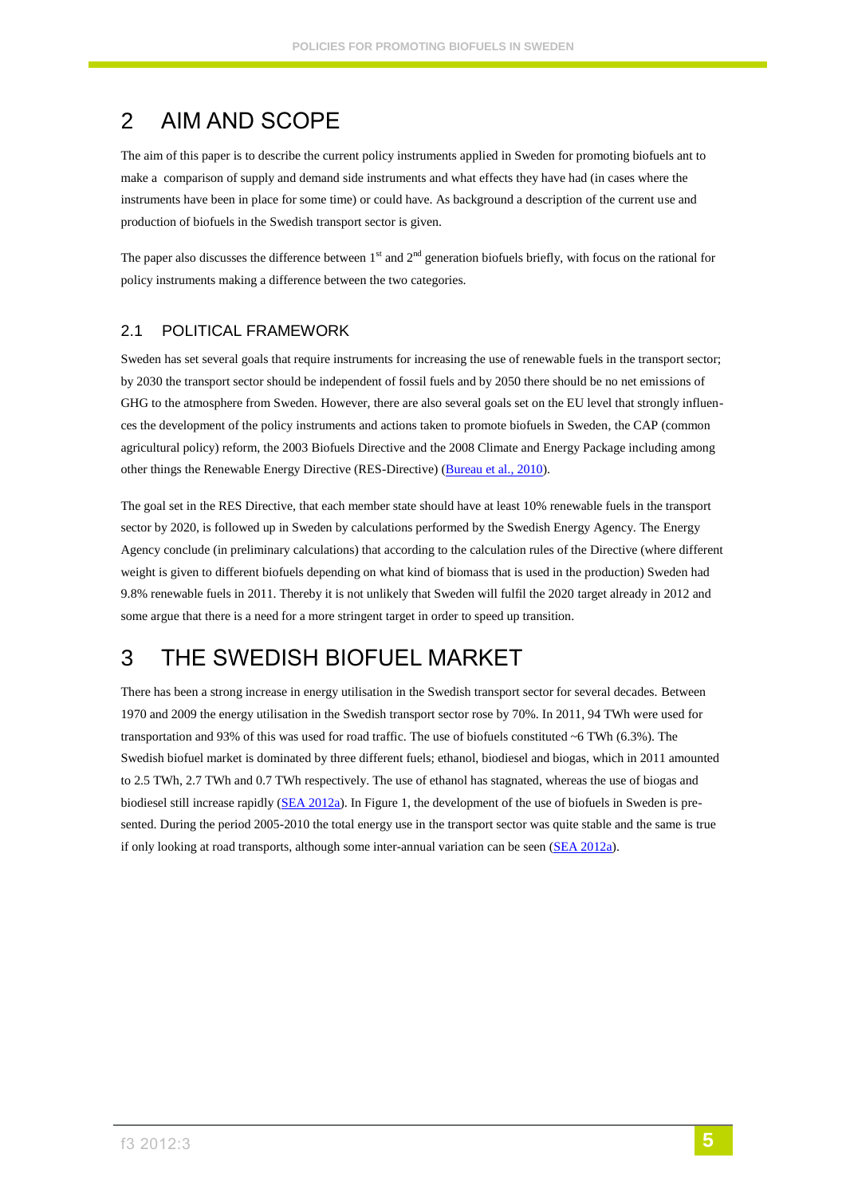# 2 AIM AND SCOPE

The aim of this paper is to describe the current policy instruments applied in Sweden for promoting biofuels ant to make a comparison of supply and demand side instruments and what effects they have had (in cases where the instruments have been in place for some time) or could have. As background a description of the current use and production of biofuels in the Swedish transport sector is given.

The paper also discusses the difference between 1[st] and 2[nd] generation biofuels briefly, with focus on the rational for policy instruments making a difference between the two categories.

## 2.1 POLITICAL FRAMEWORK

Sweden has set several goals that require instruments for increasing the use of renewable fuels in the transport sector; by 2030 the transport sector should be independent of fossil fuels and by 2050 there should be no net emissions of GHG to the atmosphere from Sweden. However, there are also several goals set on the EU level that strongly influences the development of the policy instruments and actions taken to promote biofuels in Sweden, the CAP (common agricultural policy) reform, the 2003 Biofuels Directive and the 2008 Climate and Energy Package including among other things the Renewable Energy Directive (RES-Directive) (Bureau et al., 2010).

The goal set in the RES Directive, that each member state should have at least 10% renewable fuels in the transport sector by 2020, is followed up in Sweden by calculations performed by the Swedish Energy Agency. The Energy Agency conclude (in preliminary calculations) that according to the calculation rules of the Directive (where different weight is given to different biofuels depending on what kind of biomass that is used in the production) Sweden had 9.8% renewable fuels in 2011. Thereby it is not unlikely that Sweden will fulfil the 2020 target already in 2012 and some argue that there is a need for a more stringent target in order to speed up transition.

# 3 THE SWEDISH BIOFUEL MARKET

There has been a strong increase in energy utilisation in the Swedish transport sector for several decades. Between 1970 and 2009 the energy utilisation in the Swedish transport sector rose by 70%. In 2011, 94 TWh were used for transportation and 93% of this was used for road traffic. The use of biofuels constituted ~6 TWh (6.3%). The Swedish biofuel market is dominated by three different fuels; ethanol, biodiesel and biogas, which in 2011 amounted to 2.5 TWh, 2.7 TWh and 0.7 TWh respectively. The use of ethanol has stagnated, whereas the use of biogas and biodiesel still increase rapidly (SEA 2012a). In Figure 1, the development of the use of biofuels in Sweden is presented. During the period 2005-2010 the total energy use in the transport sector was quite stable and the same is true if only looking at road transports, although some inter-annual variation can be seen (SEA 2012a).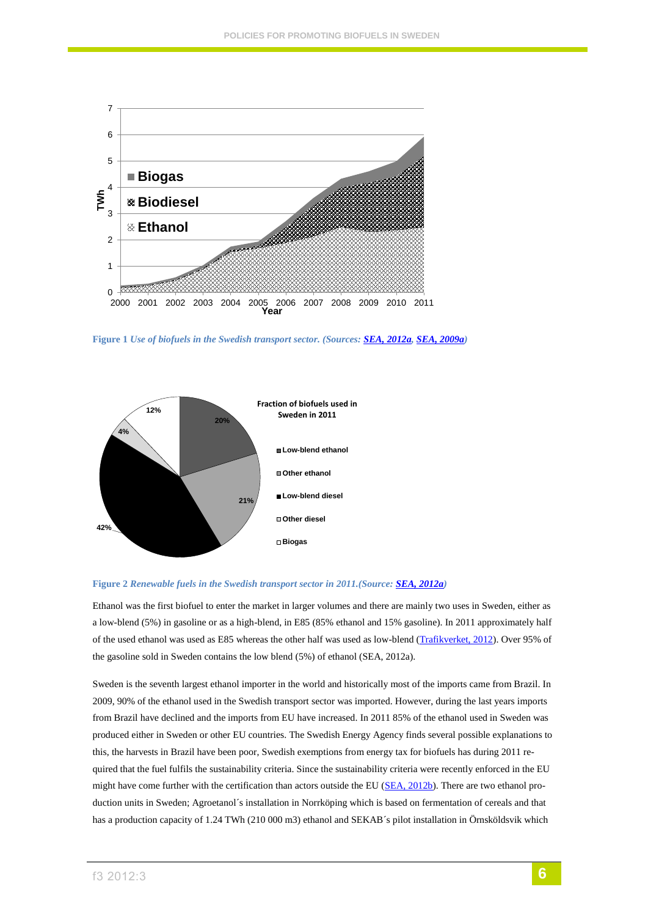Figure 1 *Use of biofuels in the Swedish transport sector. (Sources: SEA, 2012a, SEA, 2009a)*

Figure 2 *Renewable fuels in the Swedish transport sector in 2011.(Source: SEA, 2012a)*

Ethanol was the first biofuel to enter the market in larger volumes and there are mainly two uses in Sweden, either as a low-blend (5%) in gasoline or as a high-blend, in E85 (85% ethanol and 15% gasoline). In 2011 approximately half of the used ethanol was used as E85 whereas the other half was used as low-blend (Trafikverket, 2012). Over 95% of the gasoline sold in Sweden contains the low blend (5%) of ethanol (SEA, 2012a).

Sweden is the seventh largest ethanol importer in the world and historically most of the imports came from Brazil. In 2009, 90% of the ethanol used in the Swedish transport sector was imported. However, during the last years imports from Brazil have declined and the imports from EU have increased. In 2011 85% of the ethanol used in Sweden was produced either in Sweden or other EU countries. The Swedish Energy Agency finds several possible explanations to this, the harvests in Brazil have been poor, Swedish exemptions from energy tax for biofuels has during 2011 required that the fuel fulfils the sustainability criteria. Since the sustainability criteria were recently enforced in the EU might have come further with the certification than actors outside the EU (SEA, 2012b). There are two ethanol production units in Sweden; Agroetanol´s installation in Norrköping which is based on fermentation of cereals and that has a production capacity of 1.24 TWh (210 000 m3) ethanol and SEKAB´s pilot installation in Örnsköldsvik which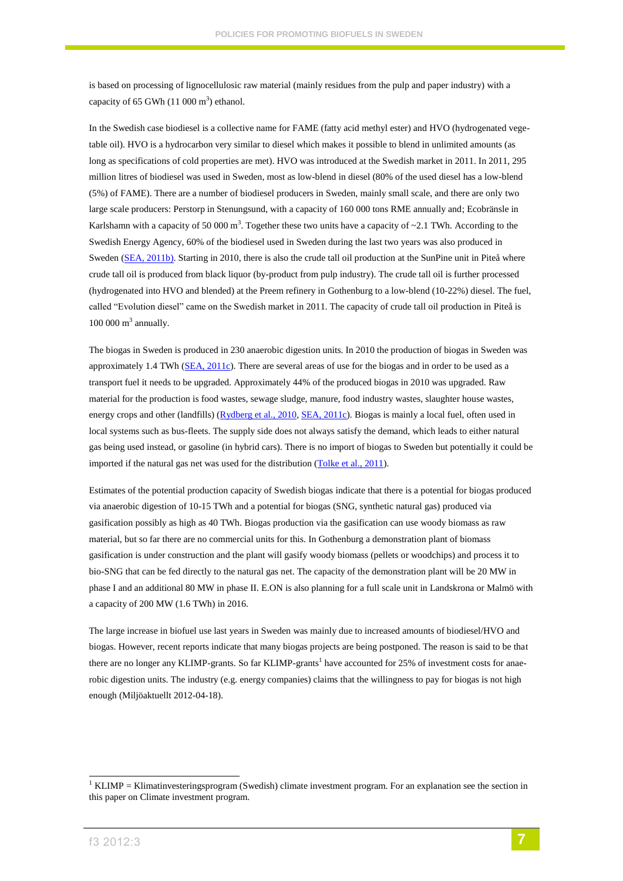is based on processing of lignocellulosic raw material (mainly residues from the pulp and paper industry) with a capacity of 65 GWh (11 000 $m^3$) ethanol.

In the Swedish case biodiesel is a collective name for FAME (fatty acid methyl ester) and HVO (hydrogenated vegetable oil). HVO is a hydrocarbon very similar to diesel which makes it possible to blend in unlimited amounts (as long as specifications of cold properties are met). HVO was introduced at the Swedish market in 2011. In 2011, 295 million litres of biodiesel was used in Sweden, most as low-blend in diesel (80% of the used diesel has a low-blend (5%) of FAME). There are a number of biodiesel producers in Sweden, mainly small scale, and there are only two large scale producers: Perstorp in Stenungsund, with a capacity of 160 000 tons RME annually and; Ecobränsle in Karlshamn with a capacity of 50 000 $m^3$. Together these two units have a capacity of ~2.1 TWh. According to the Swedish Energy Agency, 60% of the biodiesel used in Sweden during the last two years was also produced in Sweden (SEA, 2011b). Starting in 2010, there is also the crude tall oil production at the SunPine unit in Piteå where crude tall oil is produced from black liquor (by-product from pulp industry). The crude tall oil is further processed (hydrogenated into HVO and blended) at the Preem refinery in Gothenburg to a low-blend (10-22%) diesel. The fuel, called "Evolution diesel" came on the Swedish market in 2011. The capacity of crude tall oil production in Piteå is 100 000 $m^3$ annually.

The biogas in Sweden is produced in 230 anaerobic digestion units. In 2010 the production of biogas in Sweden was approximately 1.4 TWh (SEA, 2011c). There are several areas of use for the biogas and in order to be used as a transport fuel it needs to be upgraded. Approximately 44% of the produced biogas in 2010 was upgraded. Raw material for the production is food wastes, sewage sludge, manure, food industry wastes, slaughter house wastes, energy crops and other (landfills) (Rydberg et al., 2010, SEA, 2011c). Biogas is mainly a local fuel, often used in local systems such as bus-fleets. The supply side does not always satisfy the demand, which leads to either natural gas being used instead, or gasoline (in hybrid cars). There is no import of biogas to Sweden but potentially it could be imported if the natural gas net was used for the distribution (Tolke et al., 2011).

Estimates of the potential production capacity of Swedish biogas indicate that there is a potential for biogas produced via anaerobic digestion of 10-15 TWh and a potential for biogas (SNG, synthetic natural gas) produced via gasification possibly as high as 40 TWh. Biogas production via the gasification can use woody biomass as raw material, but so far there are no commercial units for this. In Gothenburg a demonstration plant of biomass gasification is under construction and the plant will gasify woody biomass (pellets or woodchips) and process it to bio-SNG that can be fed directly to the natural gas net. The capacity of the demonstration plant will be 20 MW in phase I and an additional 80 MW in phase II. E.ON is also planning for a full scale unit in Landskrona or Malmö with a capacity of 200 MW (1.6 TWh) in 2016.

The large increase in biofuel use last years in Sweden was mainly due to increased amounts of biodiesel/HVO and biogas. However, recent reports indicate that many biogas projects are being postponed. The reason is said to be that there are no longer any KLIMP-grants. So far KLIMP-grants[1] have accounted for 25% of investment costs for anaerobic digestion units. The industry (e.g. energy companies) claims that the willingness to pay for biogas is not high enough (Miljöaktuellt 2012-04-18).

[1] KLIMP = Klimatinvesteringsprogram (Swedish) climate investment program. For an explanation see the section in this paper on Climate investment program.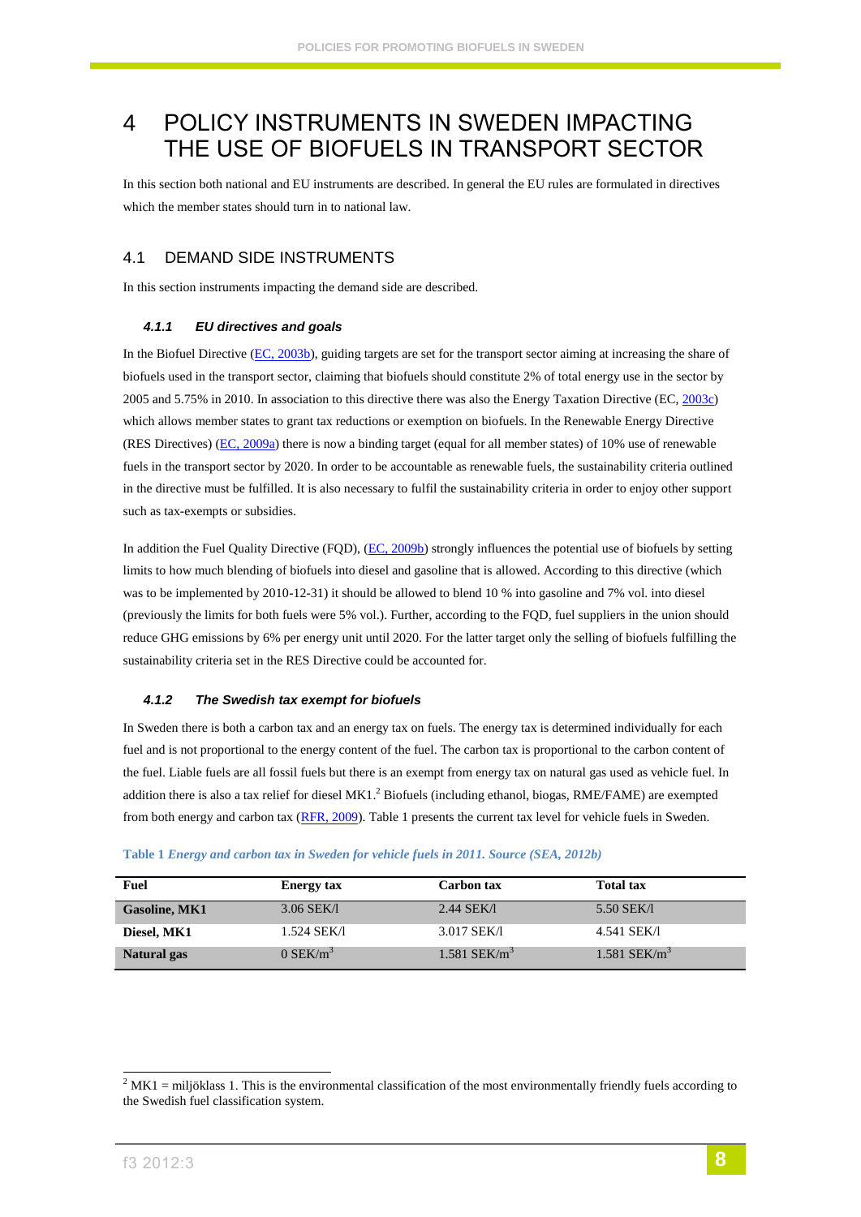# 4 POLICY INSTRUMENTS IN SWEDEN IMPACTING THE USE OF BIOFUELS IN TRANSPORT SECTOR

In this section both national and EU instruments are described. In general the EU rules are formulated in directives which the member states should turn in to national law.

## 4.1 DEMAND SIDE INSTRUMENTS

In this section instruments impacting the demand side are described.

### *4.1.1 EU directives and goals*

In the Biofuel Directive (EC, 2003b), guiding targets are set for the transport sector aiming at increasing the share of biofuels used in the transport sector, claiming that biofuels should constitute 2% of total energy use in the sector by 2005 and 5.75% in 2010. In association to this directive there was also the Energy Taxation Directive (EC, 2003c) which allows member states to grant tax reductions or exemption on biofuels. In the Renewable Energy Directive (RES Directives) (EC, 2009a) there is now a binding target (equal for all member states) of 10% use of renewable fuels in the transport sector by 2020. In order to be accountable as renewable fuels, the sustainability criteria outlined in the directive must be fulfilled. It is also necessary to fulfil the sustainability criteria in order to enjoy other support such as tax-exempts or subsidies.

In addition the Fuel Quality Directive (FQD), (EC, 2009b) strongly influences the potential use of biofuels by setting limits to how much blending of biofuels into diesel and gasoline that is allowed. According to this directive (which was to be implemented by 2010-12-31) it should be allowed to blend 10 % into gasoline and 7% vol. into diesel (previously the limits for both fuels were 5% vol.). Further, according to the FQD, fuel suppliers in the union should reduce GHG emissions by 6% per energy unit until 2020. For the latter target only the selling of biofuels fulfilling the sustainability criteria set in the RES Directive could be accounted for.

### *4.1.2 The Swedish tax exempt for biofuels*

In Sweden there is both a carbon tax and an energy tax on fuels. The energy tax is determined individually for each fuel and is not proportional to the energy content of the fuel. The carbon tax is proportional to the carbon content of the fuel. Liable fuels are all fossil fuels but there is an exempt from energy tax on natural gas used as vehicle fuel. In addition there is also a tax relief for diesel MK1.[2] Biofuels (including ethanol, biogas, RME/FAME) are exempted from both energy and carbon tax (RFR, 2009). Table 1 presents the current tax level for vehicle fuels in Sweden.

**Table 1** *Energy and carbon tax in Sweden for vehicle fuels in 2011. Source (SEA, 2012b)*

| Fuel | Energy tax | Carbon tax | Total tax |
|---|---|---|---|
| **Gasoline, MK1** | 3.06 SEK/l | 2.44 SEK/l | 5.50 SEK/l |
| **Diesel, MK1** | 1.524 SEK/l | 3.017 SEK/l | 4.541 SEK/l |
| **Natural gas** | 0 SEK/m$^3$ | 1.581 SEK/m$^3$ | 1.581 SEK/m$^3$ |

[2] MK1 = miljöklass 1. This is the environmental classification of the most environmentally friendly fuels according to the Swedish fuel classification system.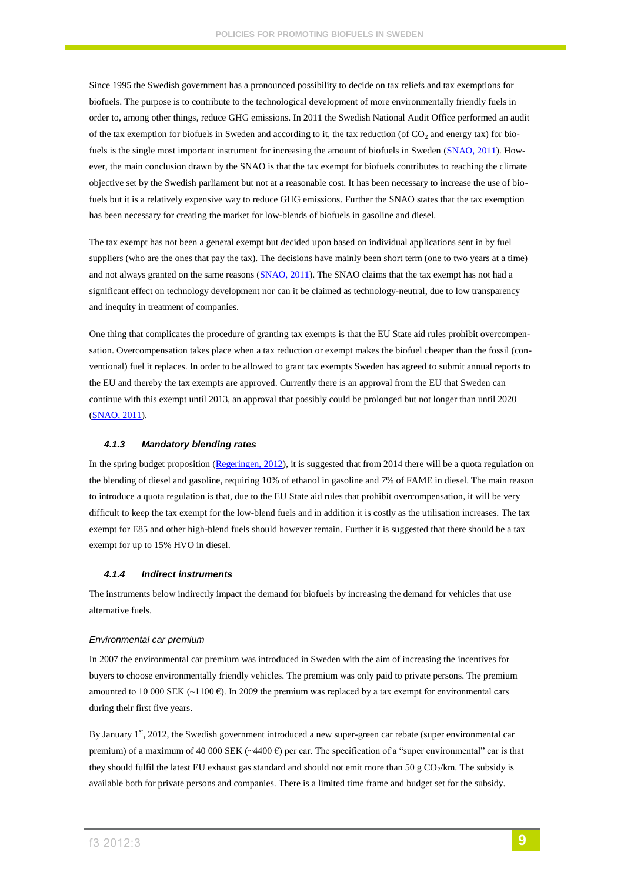Since 1995 the Swedish government has a pronounced possibility to decide on tax reliefs and tax exemptions for biofuels. The purpose is to contribute to the technological development of more environmentally friendly fuels in order to, among other things, reduce GHG emissions. In 2011 the Swedish National Audit Office performed an audit of the tax exemption for biofuels in Sweden and according to it, the tax reduction (of $CO_2$ and energy tax) for biofuels is the single most important instrument for increasing the amount of biofuels in Sweden (SNAO, 2011). However, the main conclusion drawn by the SNAO is that the tax exempt for biofuels contributes to reaching the climate objective set by the Swedish parliament but not at a reasonable cost. It has been necessary to increase the use of biofuels but it is a relatively expensive way to reduce GHG emissions. Further the SNAO states that the tax exemption has been necessary for creating the market for low-blends of biofuels in gasoline and diesel.

The tax exempt has not been a general exempt but decided upon based on individual applications sent in by fuel suppliers (who are the ones that pay the tax). The decisions have mainly been short term (one to two years at a time) and not always granted on the same reasons (SNAO, 2011). The SNAO claims that the tax exempt has not had a significant effect on technology development nor can it be claimed as technology-neutral, due to low transparency and inequity in treatment of companies.

One thing that complicates the procedure of granting tax exempts is that the EU State aid rules prohibit overcompensation. Overcompensation takes place when a tax reduction or exempt makes the biofuel cheaper than the fossil (conventional) fuel it replaces. In order to be allowed to grant tax exempts Sweden has agreed to submit annual reports to the EU and thereby the tax exempts are approved. Currently there is an approval from the EU that Sweden can continue with this exempt until 2013, an approval that possibly could be prolonged but not longer than until 2020 (SNAO, 2011).

#### *4.1.3 Mandatory blending rates*

In the spring budget proposition (Regeringen, 2012), it is suggested that from 2014 there will be a quota regulation on the blending of diesel and gasoline, requiring 10% of ethanol in gasoline and 7% of FAME in diesel. The main reason to introduce a quota regulation is that, due to the EU State aid rules that prohibit overcompensation, it will be very difficult to keep the tax exempt for the low-blend fuels and in addition it is costly as the utilisation increases. The tax exempt for E85 and other high-blend fuels should however remain. Further it is suggested that there should be a tax exempt for up to 15% HVO in diesel.

#### *4.1.4 Indirect instruments*

The instruments below indirectly impact the demand for biofuels by increasing the demand for vehicles that use alternative fuels.

*Environmental car premium*

In 2007 the environmental car premium was introduced in Sweden with the aim of increasing the incentives for buyers to choose environmentally friendly vehicles. The premium was only paid to private persons. The premium amounted to 10 000 SEK (~1100 €). In 2009 the premium was replaced by a tax exempt for environmental cars during their first five years.

By January 1st, 2012, the Swedish government introduced a new super-green car rebate (super environmental car premium) of a maximum of 40 000 SEK (~4400 €) per car. The specification of a "super environmental" car is that they should fulfil the latest EU exhaust gas standard and should not emit more than 50 g $CO_2$/km. The subsidy is available both for private persons and companies. There is a limited time frame and budget set for the subsidy.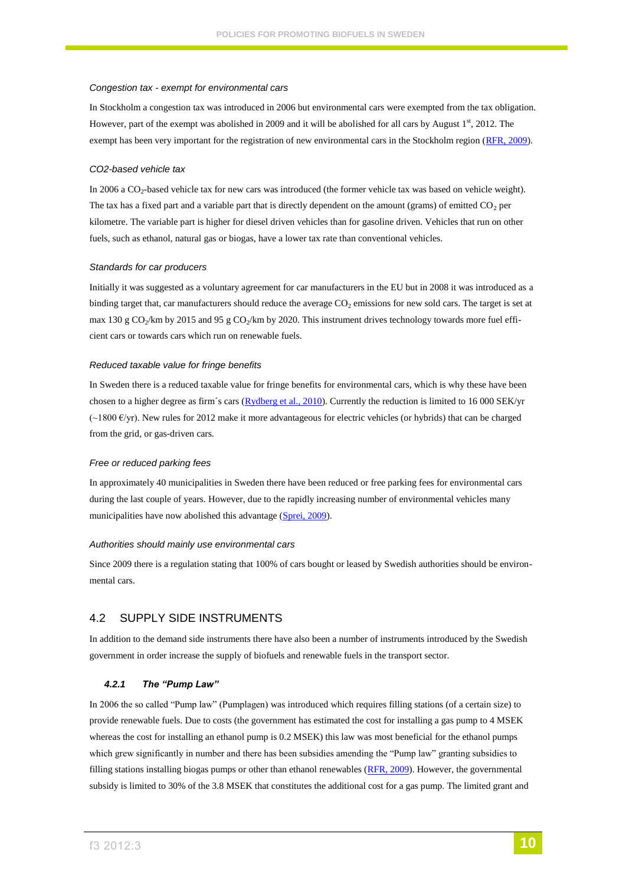*Congestion tax - exempt for environmental cars*

In Stockholm a congestion tax was introduced in 2006 but environmental cars were exempted from the tax obligation. However, part of the exempt was abolished in 2009 and it will be abolished for all cars by August 1st, 2012. The exempt has been very important for the registration of new environmental cars in the Stockholm region (RFR, 2009).

*CO2-based vehicle tax*

In 2006 a $CO_2$-based vehicle tax for new cars was introduced (the former vehicle tax was based on vehicle weight). The tax has a fixed part and a variable part that is directly dependent on the amount (grams) of emitted $CO_2$ per kilometre. The variable part is higher for diesel driven vehicles than for gasoline driven. Vehicles that run on other fuels, such as ethanol, natural gas or biogas, have a lower tax rate than conventional vehicles.

*Standards for car producers*

Initially it was suggested as a voluntary agreement for car manufacturers in the EU but in 2008 it was introduced as a binding target that, car manufacturers should reduce the average $CO_2$ emissions for new sold cars. The target is set at max 130 g $CO_2$/km by 2015 and 95 g $CO_2$/km by 2020. This instrument drives technology towards more fuel efficient cars or towards cars which run on renewable fuels.

*Reduced taxable value for fringe benefits*

In Sweden there is a reduced taxable value for fringe benefits for environmental cars, which is why these have been chosen to a higher degree as firm´s cars (Rydberg et al., 2010). Currently the reduction is limited to 16 000 SEK/yr (~1800 €/yr). New rules for 2012 make it more advantageous for electric vehicles (or hybrids) that can be charged from the grid, or gas-driven cars.

*Free or reduced parking fees*

In approximately 40 municipalities in Sweden there have been reduced or free parking fees for environmental cars during the last couple of years. However, due to the rapidly increasing number of environmental vehicles many municipalities have now abolished this advantage (Sprei, 2009).

*Authorities should mainly use environmental cars*

Since 2009 there is a regulation stating that 100% of cars bought or leased by Swedish authorities should be environmental cars.

## 4.2 SUPPLY SIDE INSTRUMENTS

In addition to the demand side instruments there have also been a number of instruments introduced by the Swedish government in order increase the supply of biofuels and renewable fuels in the transport sector.

### *4.2.1 The "Pump Law"*

In 2006 the so called "Pump law" (Pumplagen) was introduced which requires filling stations (of a certain size) to provide renewable fuels. Due to costs (the government has estimated the cost for installing a gas pump to 4 MSEK whereas the cost for installing an ethanol pump is 0.2 MSEK) this law was most beneficial for the ethanol pumps which grew significantly in number and there has been subsidies amending the "Pump law" granting subsidies to filling stations installing biogas pumps or other than ethanol renewables (RFR, 2009). However, the governmental subsidy is limited to 30% of the 3.8 MSEK that constitutes the additional cost for a gas pump. The limited grant and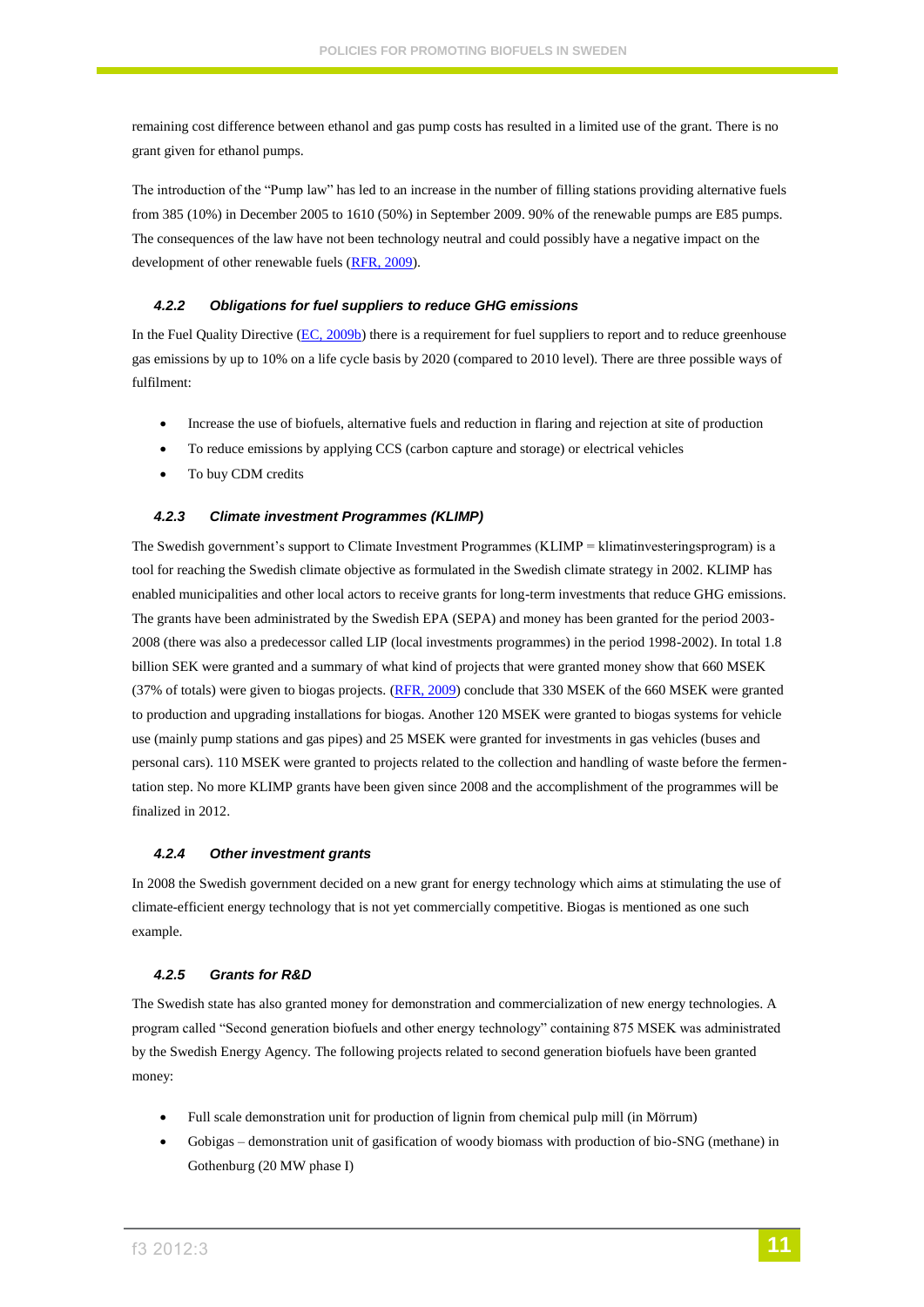remaining cost difference between ethanol and gas pump costs has resulted in a limited use of the grant. There is no grant given for ethanol pumps.

The introduction of the "Pump law" has led to an increase in the number of filling stations providing alternative fuels from 385 (10%) in December 2005 to 1610 (50%) in September 2009. 90% of the renewable pumps are E85 pumps. The consequences of the law have not been technology neutral and could possibly have a negative impact on the development of other renewable fuels (RFR, 2009).

#### 4.2.2 Obligations for fuel suppliers to reduce GHG emissions

In the Fuel Quality Directive (EC, 2009b) there is a requirement for fuel suppliers to report and to reduce greenhouse gas emissions by up to 10% on a life cycle basis by 2020 (compared to 2010 level). There are three possible ways of fulfilment:

- Increase the use of biofuels, alternative fuels and reduction in flaring and rejection at site of production
- To reduce emissions by applying CCS (carbon capture and storage) or electrical vehicles
- To buy CDM credits

#### 4.2.3 Climate investment Programmes (KLIMP)

The Swedish government's support to Climate Investment Programmes (KLIMP = klimatinvesteringsprogram) is a tool for reaching the Swedish climate objective as formulated in the Swedish climate strategy in 2002. KLIMP has enabled municipalities and other local actors to receive grants for long-term investments that reduce GHG emissions. The grants have been administrated by the Swedish EPA (SEPA) and money has been granted for the period 2003-2008 (there was also a predecessor called LIP (local investments programmes) in the period 1998-2002). In total 1.8 billion SEK were granted and a summary of what kind of projects that were granted money show that 660 MSEK (37% of totals) were given to biogas projects. (RFR, 2009) conclude that 330 MSEK of the 660 MSEK were granted to production and upgrading installations for biogas. Another 120 MSEK were granted to biogas systems for vehicle use (mainly pump stations and gas pipes) and 25 MSEK were granted for investments in gas vehicles (buses and personal cars). 110 MSEK were granted to projects related to the collection and handling of waste before the fermentation step. No more KLIMP grants have been given since 2008 and the accomplishment of the programmes will be finalized in 2012.

#### 4.2.4 Other investment grants

In 2008 the Swedish government decided on a new grant for energy technology which aims at stimulating the use of climate-efficient energy technology that is not yet commercially competitive. Biogas is mentioned as one such example.

#### 4.2.5 Grants for R&D

The Swedish state has also granted money for demonstration and commercialization of new energy technologies. A program called "Second generation biofuels and other energy technology" containing 875 MSEK was administrated by the Swedish Energy Agency. The following projects related to second generation biofuels have been granted money:

- Full scale demonstration unit for production of lignin from chemical pulp mill (in Mörrum)
- Gobigas – demonstration unit of gasification of woody biomass with production of bio-SNG (methane) in Gothenburg (20 MW phase I)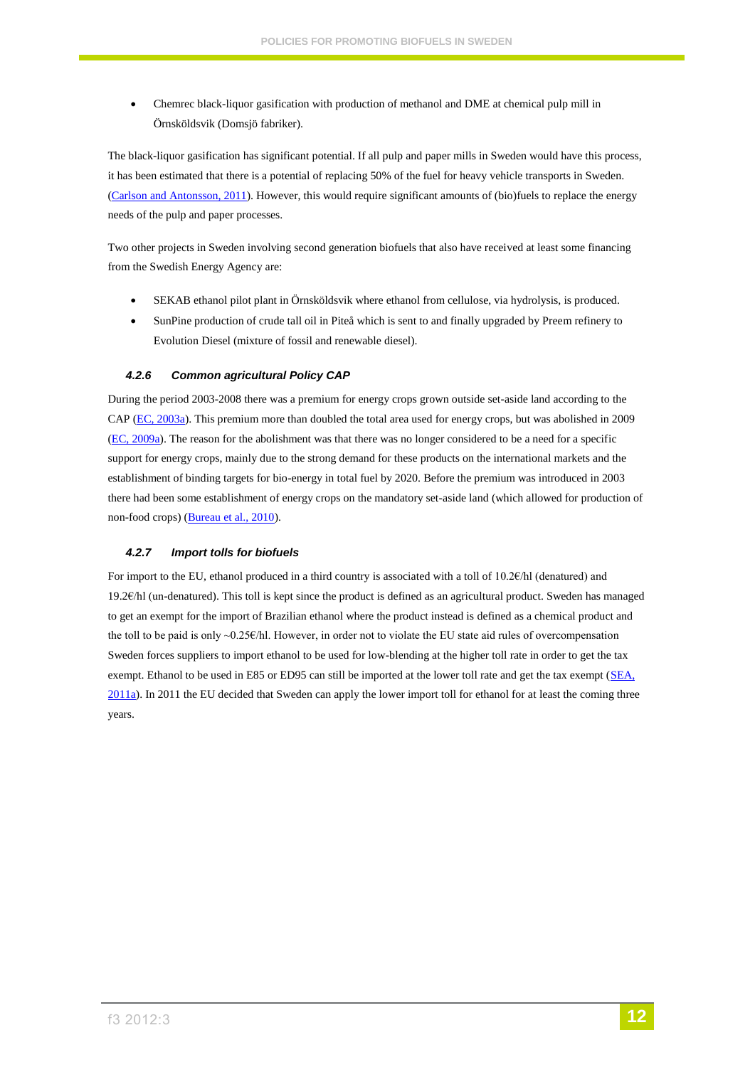- Chemrec black-liquor gasification with production of methanol and DME at chemical pulp mill in Örnsköldsvik (Domsjö fabriker).

The black-liquor gasification has significant potential. If all pulp and paper mills in Sweden would have this process, it has been estimated that there is a potential of replacing 50% of the fuel for heavy vehicle transports in Sweden. (Carlson and Antonsson, 2011). However, this would require significant amounts of (bio)fuels to replace the energy needs of the pulp and paper processes.

Two other projects in Sweden involving second generation biofuels that also have received at least some financing from the Swedish Energy Agency are:

- SEKAB ethanol pilot plant in Örnsköldsvik where ethanol from cellulose, via hydrolysis, is produced.
- SunPine production of crude tall oil in Piteå which is sent to and finally upgraded by Preem refinery to Evolution Diesel (mixture of fossil and renewable diesel).

#### *4.2.6 Common agricultural Policy CAP*

During the period 2003-2008 there was a premium for energy crops grown outside set-aside land according to the CAP (EC, 2003a). This premium more than doubled the total area used for energy crops, but was abolished in 2009 (EC, 2009a). The reason for the abolishment was that there was no longer considered to be a need for a specific support for energy crops, mainly due to the strong demand for these products on the international markets and the establishment of binding targets for bio-energy in total fuel by 2020. Before the premium was introduced in 2003 there had been some establishment of energy crops on the mandatory set-aside land (which allowed for production of non-food crops) (Bureau et al., 2010).

#### *4.2.7 Import tolls for biofuels*

For import to the EU, ethanol produced in a third country is associated with a toll of 10.2€/hl (denatured) and 19.2€/hl (un-denatured). This toll is kept since the product is defined as an agricultural product. Sweden has managed to get an exempt for the import of Brazilian ethanol where the product instead is defined as a chemical product and the toll to be paid is only ~0.25€/hl. However, in order not to violate the EU state aid rules of overcompensation Sweden forces suppliers to import ethanol to be used for low-blending at the higher toll rate in order to get the tax exempt. Ethanol to be used in E85 or ED95 can still be imported at the lower toll rate and get the tax exempt (SEA, 2011a). In 2011 the EU decided that Sweden can apply the lower import toll for ethanol for at least the coming three years.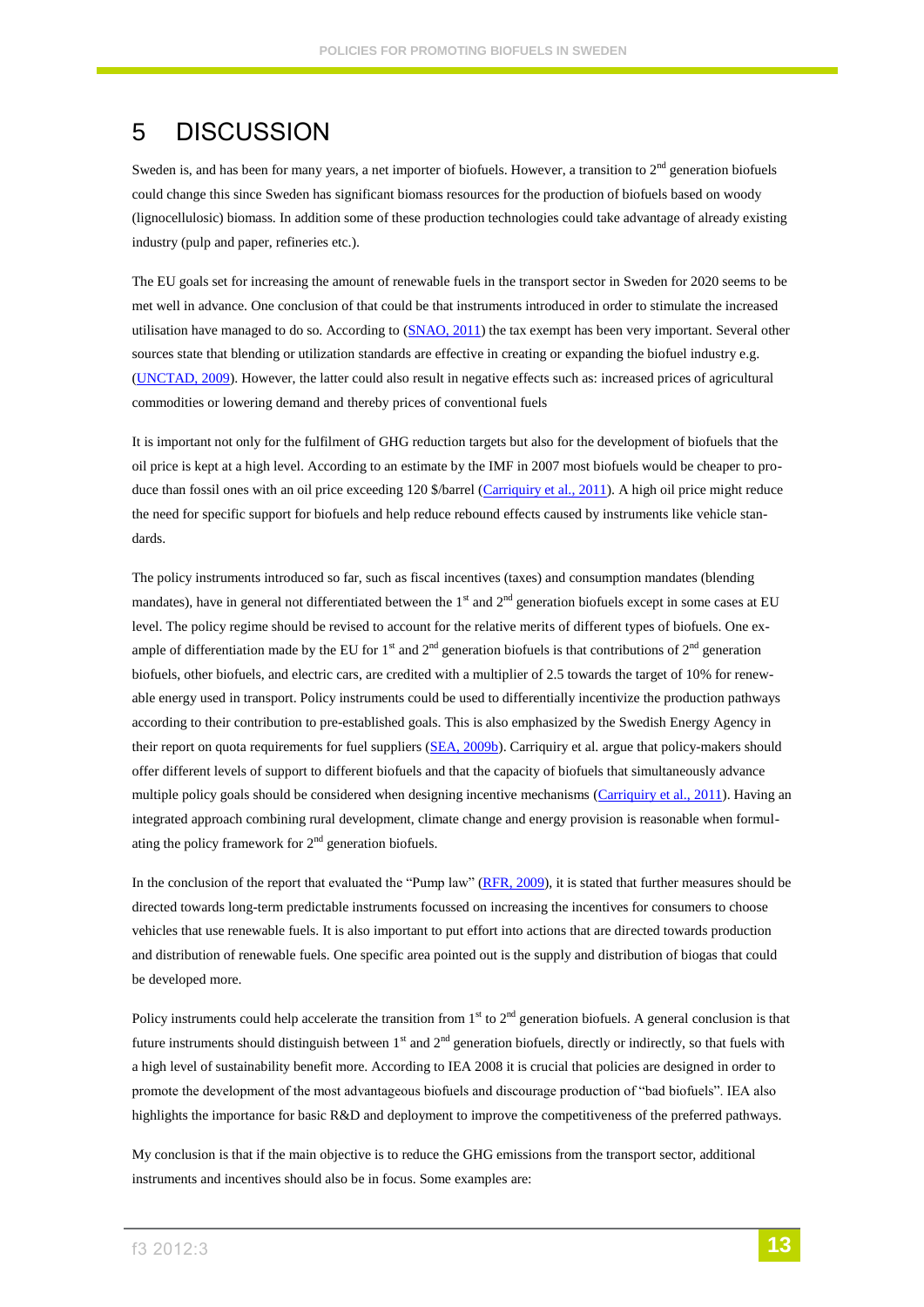# 5 DISCUSSION

Sweden is, and has been for many years, a net importer of biofuels. However, a transition to 2nd generation biofuels could change this since Sweden has significant biomass resources for the production of biofuels based on woody (lignocellulosic) biomass. In addition some of these production technologies could take advantage of already existing industry (pulp and paper, refineries etc.).

The EU goals set for increasing the amount of renewable fuels in the transport sector in Sweden for 2020 seems to be met well in advance. One conclusion of that could be that instruments introduced in order to stimulate the increased utilisation have managed to do so. According to (SNAO, 2011) the tax exempt has been very important. Several other sources state that blending or utilization standards are effective in creating or expanding the biofuel industry e.g. (UNCTAD, 2009). However, the latter could also result in negative effects such as: increased prices of agricultural commodities or lowering demand and thereby prices of conventional fuels

It is important not only for the fulfilment of GHG reduction targets but also for the development of biofuels that the oil price is kept at a high level. According to an estimate by the IMF in 2007 most biofuels would be cheaper to produce than fossil ones with an oil price exceeding 120 $/barrel (Carriquiry et al., 2011). A high oil price might reduce the need for specific support for biofuels and help reduce rebound effects caused by instruments like vehicle standards.

The policy instruments introduced so far, such as fiscal incentives (taxes) and consumption mandates (blending mandates), have in general not differentiated between the 1st and 2nd generation biofuels except in some cases at EU level. The policy regime should be revised to account for the relative merits of different types of biofuels. One example of differentiation made by the EU for 1st and 2nd generation biofuels is that contributions of 2nd generation biofuels, other biofuels, and electric cars, are credited with a multiplier of 2.5 towards the target of 10% for renewable energy used in transport. Policy instruments could be used to differentially incentivize the production pathways according to their contribution to pre-established goals. This is also emphasized by the Swedish Energy Agency in their report on quota requirements for fuel suppliers (SEA, 2009b). Carriquiry et al. argue that policy-makers should offer different levels of support to different biofuels and that the capacity of biofuels that simultaneously advance multiple policy goals should be considered when designing incentive mechanisms (Carriquiry et al., 2011). Having an integrated approach combining rural development, climate change and energy provision is reasonable when formulating the policy framework for 2nd generation biofuels.

In the conclusion of the report that evaluated the "Pump law" (RFR, 2009), it is stated that further measures should be directed towards long-term predictable instruments focussed on increasing the incentives for consumers to choose vehicles that use renewable fuels. It is also important to put effort into actions that are directed towards production and distribution of renewable fuels. One specific area pointed out is the supply and distribution of biogas that could be developed more.

Policy instruments could help accelerate the transition from 1st to 2nd generation biofuels. A general conclusion is that future instruments should distinguish between 1st and 2nd generation biofuels, directly or indirectly, so that fuels with a high level of sustainability benefit more. According to IEA 2008 it is crucial that policies are designed in order to promote the development of the most advantageous biofuels and discourage production of "bad biofuels". IEA also highlights the importance for basic R&D and deployment to improve the competitiveness of the preferred pathways.

My conclusion is that if the main objective is to reduce the GHG emissions from the transport sector, additional instruments and incentives should also be in focus. Some examples are: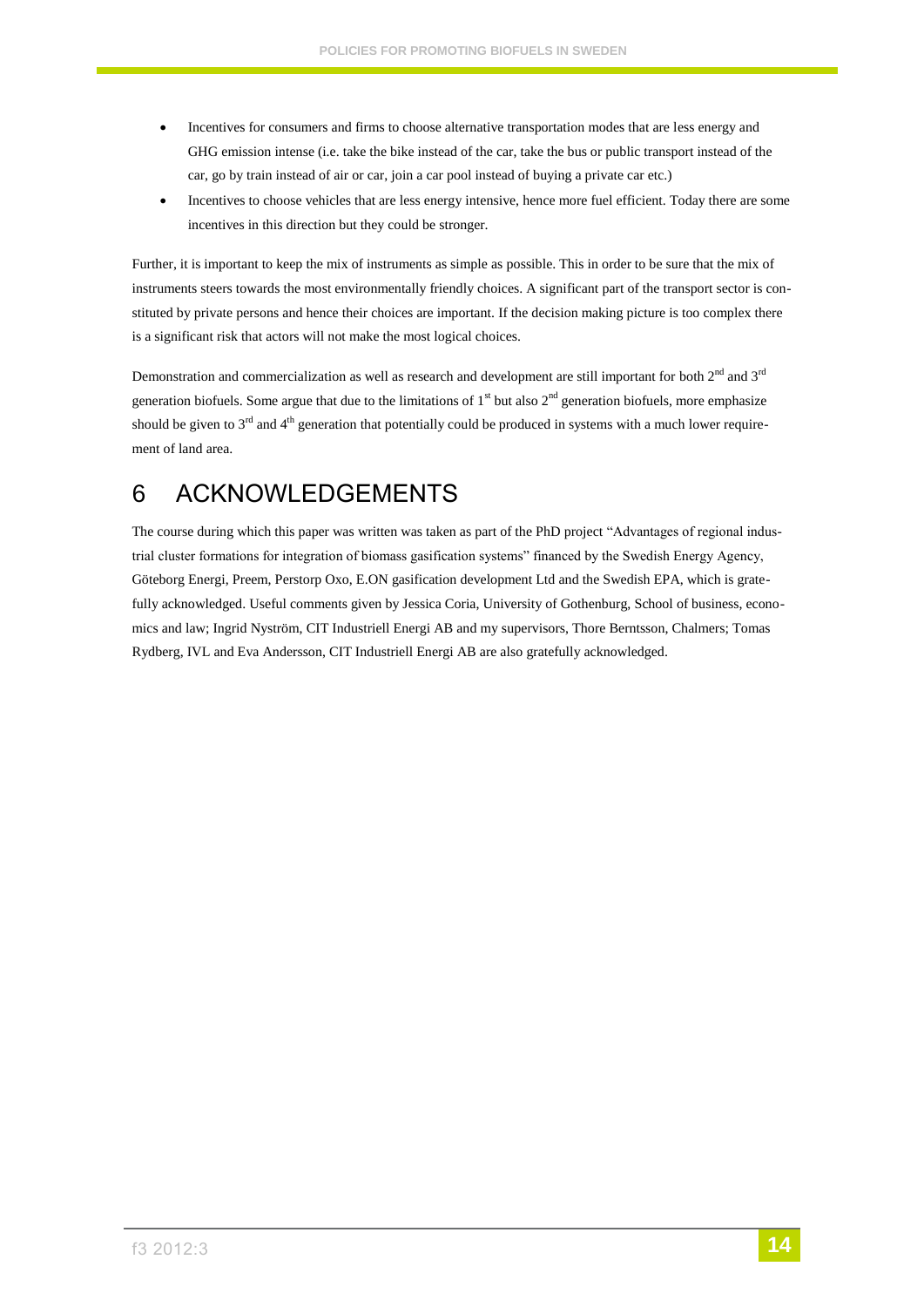- Incentives for consumers and firms to choose alternative transportation modes that are less energy and GHG emission intense (i.e. take the bike instead of the car, take the bus or public transport instead of the car, go by train instead of air or car, join a car pool instead of buying a private car etc.)
- Incentives to choose vehicles that are less energy intensive, hence more fuel efficient. Today there are some incentives in this direction but they could be stronger.

Further, it is important to keep the mix of instruments as simple as possible. This in order to be sure that the mix of instruments steers towards the most environmentally friendly choices. A significant part of the transport sector is constituted by private persons and hence their choices are important. If the decision making picture is too complex there is a significant risk that actors will not make the most logical choices.

Demonstration and commercialization as well as research and development are still important for both 2nd and 3rd generation biofuels. Some argue that due to the limitations of 1st but also 2nd generation biofuels, more emphasize should be given to 3rd and 4th generation that potentially could be produced in systems with a much lower requirement of land area.

# 6 ACKNOWLEDGEMENTS

The course during which this paper was written was taken as part of the PhD project "Advantages of regional industrial cluster formations for integration of biomass gasification systems" financed by the Swedish Energy Agency, Göteborg Energi, Preem, Perstorp Oxo, E.ON gasification development Ltd and the Swedish EPA, which is gratefully acknowledged. Useful comments given by Jessica Coria, University of Gothenburg, School of business, economics and law; Ingrid Nyström, CIT Industriell Energi AB and my supervisors, Thore Berntsson, Chalmers; Tomas Rydberg, IVL and Eva Andersson, CIT Industriell Energi AB are also gratefully acknowledged.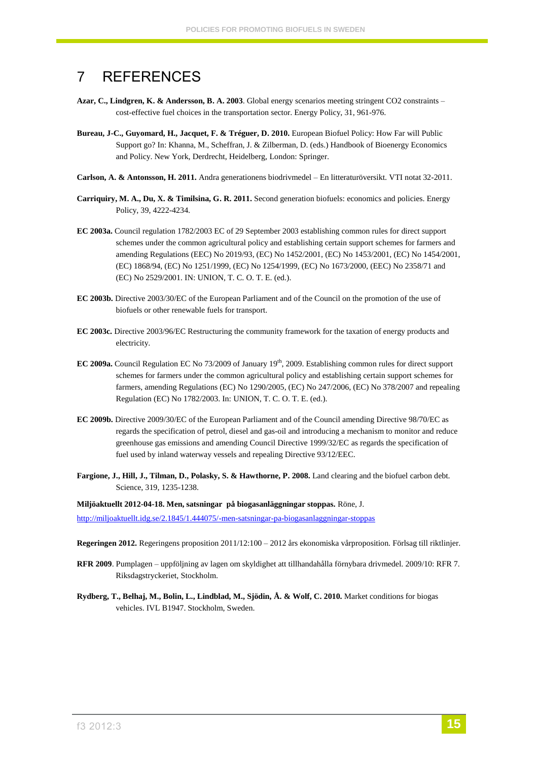# 7 REFERENCES

**Azar, C., Lindgren, K. & Andersson, B. A. 2003**. Global energy scenarios meeting stringent CO2 constraints – cost-effective fuel choices in the transportation sector. Energy Policy, 31, 961-976.

**Bureau, J-C., Guyomard, H., Jacquet, F. & Tréguer, D. 2010.** European Biofuel Policy: How Far will Public Support go? In: Khanna, M., Scheffran, J. & Zilberman, D. (eds.) Handbook of Bioenergy Economics and Policy. New York, Derdrecht, Heidelberg, London: Springer.

**Carlson, A. & Antonsson, H. 2011.** Andra generationens biodrivmedel – En litteraturöversikt. VTI notat 32-2011.

**Carriquiry, M. A., Du, X. & Timilsina, G. R. 2011.** Second generation biofuels: economics and policies. Energy Policy, 39, 4222-4234.

**EC 2003a.** Council regulation 1782/2003 EC of 29 September 2003 establishing common rules for direct support schemes under the common agricultural policy and establishing certain support schemes for farmers and amending Regulations (EEC) No 2019/93, (EC) No 1452/2001, (EC) No 1453/2001, (EC) No 1454/2001, (EC) 1868/94, (EC) No 1251/1999, (EC) No 1254/1999, (EC) No 1673/2000, (EEC) No 2358/71 and (EC) No 2529/2001. IN: UNION, T. C. O. T. E. (ed.).

**EC 2003b.** Directive 2003/30/EC of the European Parliament and of the Council on the promotion of the use of biofuels or other renewable fuels for transport.

**EC 2003c.** Directive 2003/96/EC Restructuring the community framework for the taxation of energy products and electricity.

**EC 2009a.** Council Regulation EC No 73/2009 of January 19th, 2009. Establishing common rules for direct support schemes for farmers under the common agricultural policy and establishing certain support schemes for farmers, amending Regulations (EC) No 1290/2005, (EC) No 247/2006, (EC) No 378/2007 and repealing Regulation (EC) No 1782/2003. In: UNION, T. C. O. T. E. (ed.).

**EC 2009b.** Directive 2009/30/EC of the European Parliament and of the Council amending Directive 98/70/EC as regards the specification of petrol, diesel and gas-oil and introducing a mechanism to monitor and reduce greenhouse gas emissions and amending Council Directive 1999/32/EC as regards the specification of fuel used by inland waterway vessels and repealing Directive 93/12/EEC.

**Fargione, J., Hill, J., Tilman, D., Polasky, S. & Hawthorne, P. 2008.** Land clearing and the biofuel carbon debt. Science, 319, 1235-1238.

**Miljöaktuellt 2012-04-18. Men, satsningar på biogasanläggningar stoppas.** Röne, J.
http://miljoaktuellt.idg.se/2.1845/1.444075/-men-satsningar-pa-biogasanlaggningar-stoppas

**Regeringen 2012.** Regeringens proposition 2011/12:100 – 2012 års ekonomiska vårproposition. Förlsag till riktlinjer.

**RFR 2009**. Pumplagen – uppföljning av lagen om skyldighet att tillhandahålla förnybara drivmedel. 2009/10: RFR 7. Riksdagstryckeriet, Stockholm.

**Rydberg, T., Belhaj, M., Bolin, L., Lindblad, M., Sjödin, Å. & Wolf, C. 2010.** Market conditions for biogas vehicles. IVL B1947. Stockholm, Sweden.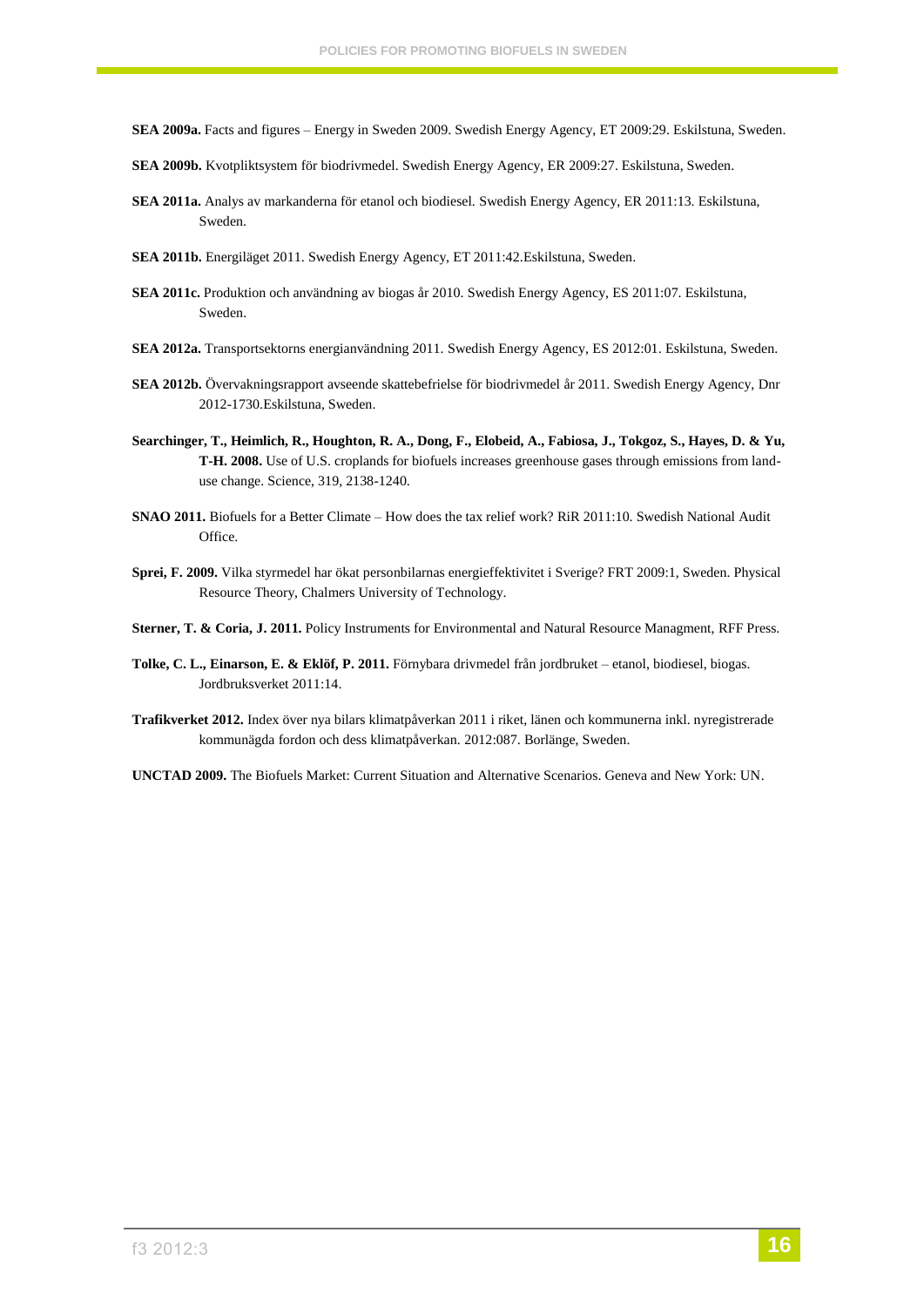**SEA 2009a.** Facts and figures – Energy in Sweden 2009. Swedish Energy Agency, ET 2009:29. Eskilstuna, Sweden.

**SEA 2009b.** Kvotpliktsystem för biodrivmedel. Swedish Energy Agency, ER 2009:27. Eskilstuna, Sweden.

**SEA 2011a.** Analys av markanderna för etanol och biodiesel. Swedish Energy Agency, ER 2011:13. Eskilstuna, Sweden.

**SEA 2011b.** Energiläget 2011. Swedish Energy Agency, ET 2011:42.Eskilstuna, Sweden.

**SEA 2011c.** Produktion och användning av biogas år 2010. Swedish Energy Agency, ES 2011:07. Eskilstuna, Sweden.

**SEA 2012a.** Transportsektorns energianvändning 2011. Swedish Energy Agency, ES 2012:01. Eskilstuna, Sweden.

**SEA 2012b.** Övervakningsrapport avseende skattebefrielse för biodrivmedel år 2011. Swedish Energy Agency, Dnr 2012-1730.Eskilstuna, Sweden.

**Searchinger, T., Heimlich, R., Houghton, R. A., Dong, F., Elobeid, A., Fabiosa, J., Tokgoz, S., Hayes, D. & Yu, T-H. 2008.** Use of U.S. croplands for biofuels increases greenhouse gases through emissions from land-use change. Science, 319, 2138-1240.

**SNAO 2011.** Biofuels for a Better Climate – How does the tax relief work? RiR 2011:10. Swedish National Audit Office.

**Sprei, F. 2009.** Vilka styrmedel har ökat personbilarnas energieffektivitet i Sverige? FRT 2009:1, Sweden. Physical Resource Theory, Chalmers University of Technology.

**Sterner, T. & Coria, J. 2011.** Policy Instruments for Environmental and Natural Resource Managment, RFF Press.

**Tolke, C. L., Einarson, E. & Eklöf, P. 2011.** Förnybara drivmedel från jordbruket – etanol, biodiesel, biogas. Jordbruksverket 2011:14.

**Trafikverket 2012.** Index över nya bilars klimatpåverkan 2011 i riket, länen och kommunerna inkl. nyregistrerade kommunägda fordon och dess klimatpåverkan. 2012:087. Borlänge, Sweden.

**UNCTAD 2009.** The Biofuels Market: Current Situation and Alternative Scenarios. Geneva and New York: UN.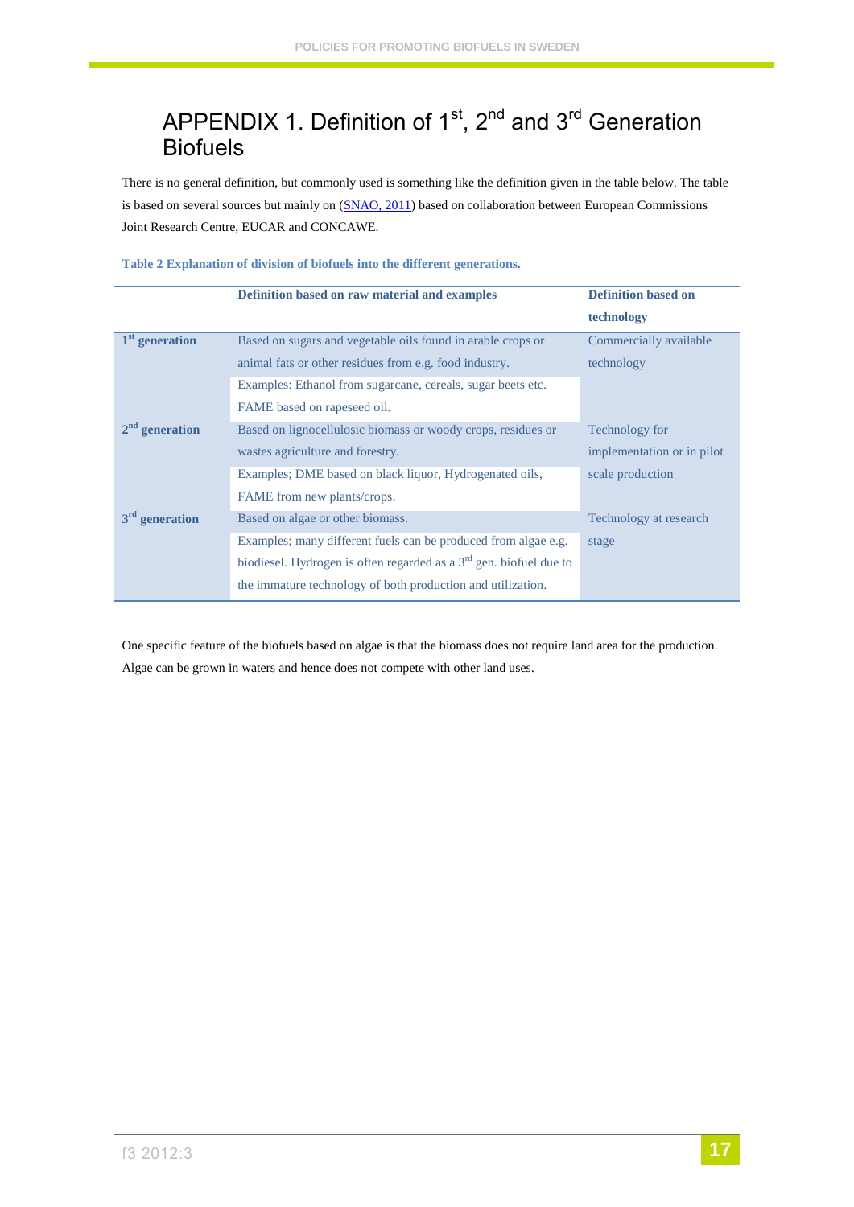# APPENDIX 1. Definition of 1st, 2nd and 3rd Generation Biofuels

There is no general definition, but commonly used is something like the definition given in the table below. The table is based on several sources but mainly on (SNAO, 2011) based on collaboration between European Commissions Joint Research Centre, EUCAR and CONCAWE.

**Table 2 Explanation of division of biofuels into the different generations.**

| | Definition based on raw material and examples | Definition based on technology |
|---|---|---|
| **1st generation** | Based on sugars and vegetable oils found in arable crops or animal fats or other residues from e.g. food industry. | Commercially available technology |
| | Examples: Ethanol from sugarcane, cereals, sugar beets etc. FAME based on rapeseed oil. | |
| **2nd generation** | Based on lignocellulosic biomass or woody crops, residues or wastes agriculture and forestry. | Technology for implementation or in pilot scale production |
| | Examples; DME based on black liquor, Hydrogenated oils, FAME from new plants/crops. | |
| **3rd generation** | Based on algae or other biomass. | Technology at research stage |
| | Examples; many different fuels can be produced from algae e.g. biodiesel. Hydrogen is often regarded as a 3rd gen. biofuel due to the immature technology of both production and utilization. | |

One specific feature of the biofuels based on algae is that the biomass does not require land area for the production. Algae can be grown in waters and hence does not compete with other land uses.